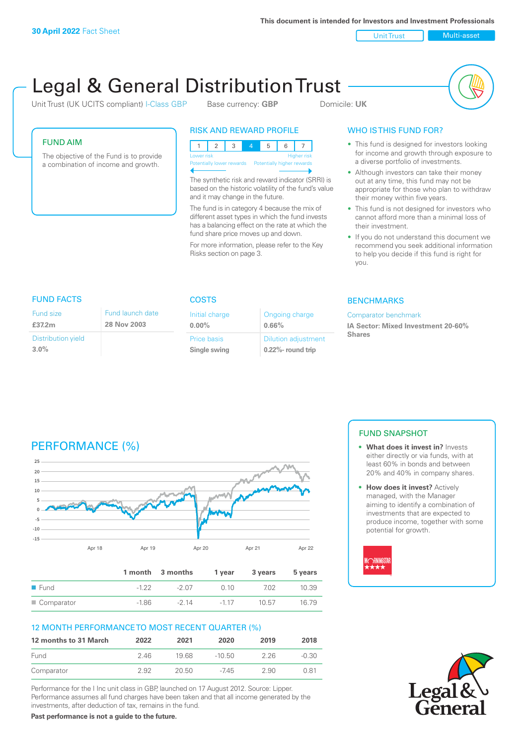**30 April 2022** Fact Sheet

This document is intended for Investors and Investment Professionals

Unit Trust | Multi-asset

# Legal & General Distribution Trust

Unit Trust (UK UCITS compliant) I-Class GBP    Base currency: **GBP**    Domicile: **UK**

## FUND AIM

The objective of the Fund is to provide a combination of income and growth.

## RISK AND REWARD PROFILE

| 1 | 2 | 3 | 4 | 5 | 6 | 7 |
|---|---|---|---|---|---|---|

Lower risk — Potentially lower rewards | Higher risk — Potentially higher rewards

The synthetic risk and reward indicator (SRRI) is based on the historic volatility of the fund's value and it may change in the future.

The fund is in category 4 because the mix of different asset types in which the fund invests has a balancing effect on the rate at which the fund share price moves up and down.

For more information, please refer to the Key Risks section on page 3.

## WHO IS THIS FUND FOR?

- This fund is designed for investors looking for income and growth through exposure to a diverse portfolio of investments.
- Although investors can take their money out at any time, this fund may not be appropriate for those who plan to withdraw their money within five years.
- This fund is not designed for investors who cannot afford more than a minimal loss of their investment.
- If you do not understand this document we recommend you seek additional information to help you decide if this fund is right for you.

## FUND FACTS

| Fund size | Fund launch date |
|---|---|
| **£37.2m** | **28 Nov 2003** |
| Distribution yield | |
| **3.0%** | |

## COSTS

| Initial charge | Ongoing charge |
|---|---|
| **0.00%** | **0.66%** |
| Price basis | Dilution adjustment |
| **Single swing** | **0.22%- round trip** |

## BENCHMARKS

Comparator benchmark

**IA Sector: Mixed Investment 20-60% Shares**

## PERFORMANCE (%)

| | 1 month | 3 months | 1 year | 3 years | 5 years |
|---|---|---|---|---|---|
| Fund | -1.22 | -2.07 | 0.10 | 7.02 | 10.39 |
| Comparator | -1.86 | -2.14 | -1.17 | 10.57 | 16.79 |

## 12 MONTH PERFORMANCE TO MOST RECENT QUARTER (%)

| 12 months to 31 March | 2022 | 2021 | 2020 | 2019 | 2018 |
|---|---|---|---|---|---|
| Fund | 2.46 | 19.68 | -10.50 | 2.26 | -0.30 |
| Comparator | 2.92 | 20.50 | -7.45 | 2.90 | 0.81 |

Performance for the I Inc unit class in GBP, launched on 17 August 2012. Source: Lipper. Performance assumes all fund charges have been taken and that all income generated by the investments, after deduction of tax, remains in the fund.

**Past performance is not a guide to the future.**

## FUND SNAPSHOT

- **What does it invest in?** Invests either directly or via funds, with at least 60% in bonds and between 20% and 40% in company shares.
- **How does it invest?** Actively managed, with the Manager aiming to identify a combination of investments that are expected to produce income, together with some potential for growth.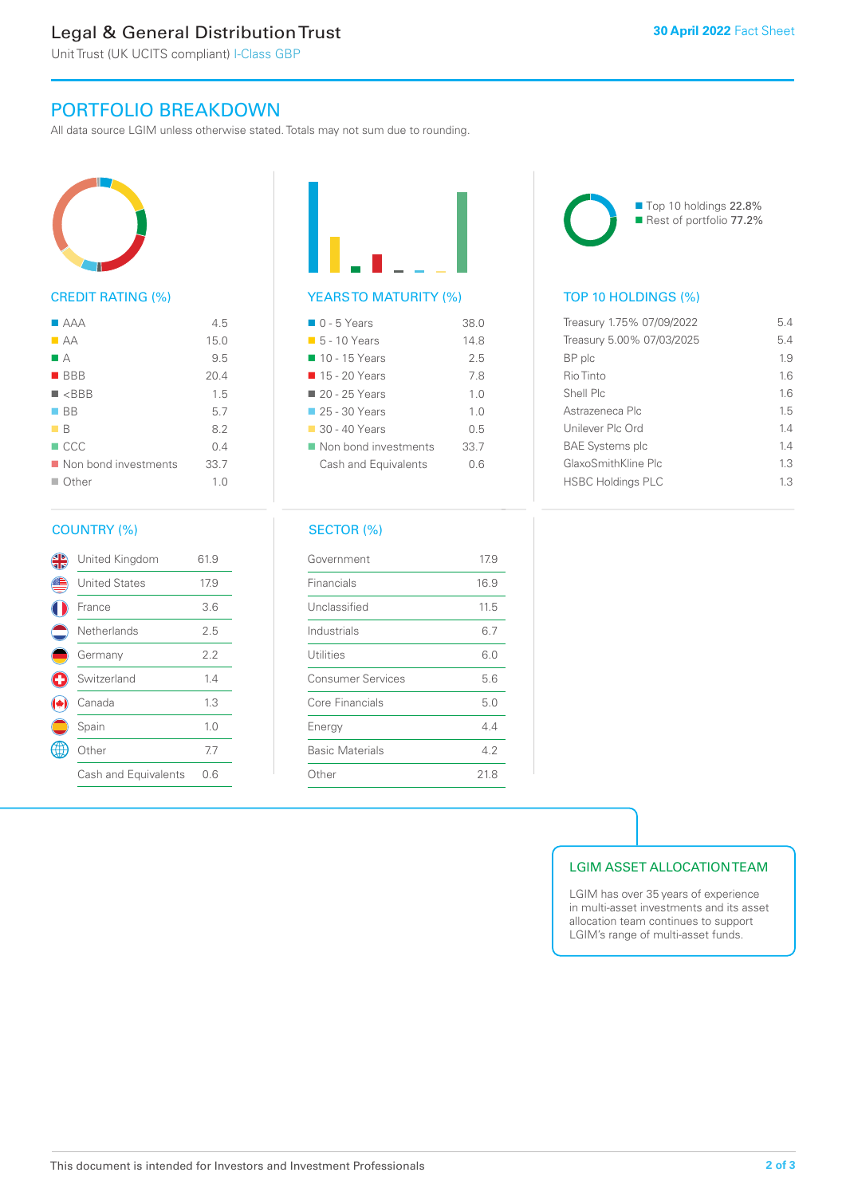# Legal & General Distribution Trust

Unit Trust (UK UCITS compliant) I-Class GBP

30 April 2022 Fact Sheet

## PORTFOLIO BREAKDOWN

All data source LGIM unless otherwise stated. Totals may not sum due to rounding.

### CREDIT RATING (%)

| Rating | % |
|---|---|
| AAA | 4.5 |
| AA | 15.0 |
| A | 9.5 |
| BBB | 20.4 |
| <BBB | 1.5 |
| BB | 5.7 |
| B | 8.2 |
| CCC | 0.4 |
| Non bond investments | 33.7 |
| Other | 1.0 |

### YEARS TO MATURITY (%)

| Years | % |
|---|---|
| 0 - 5 Years | 38.0 |
| 5 - 10 Years | 14.8 |
| 10 - 15 Years | 2.5 |
| 15 - 20 Years | 7.8 |
| 20 - 25 Years | 1.0 |
| 25 - 30 Years | 1.0 |
| 30 - 40 Years | 0.5 |
| Non bond investments | 33.7 |
| Cash and Equivalents | 0.6 |

### TOP 10 HOLDINGS (%)

Top 10 holdings 22.8%
Rest of portfolio 77.2%

| Holding | % |
|---|---|
| Treasury 1.75% 07/09/2022 | 5.4 |
| Treasury 5.00% 07/03/2025 | 5.4 |
| BP plc | 1.9 |
| Rio Tinto | 1.6 |
| Shell Plc | 1.6 |
| Astrazeneca Plc | 1.5 |
| Unilever Plc Ord | 1.4 |
| BAE Systems plc | 1.4 |
| GlaxoSmithKline Plc | 1.3 |
| HSBC Holdings PLC | 1.3 |

### COUNTRY (%)

| Country | % |
|---|---|
| United Kingdom | 61.9 |
| United States | 17.9 |
| France | 3.6 |
| Netherlands | 2.5 |
| Germany | 2.2 |
| Switzerland | 1.4 |
| Canada | 1.3 |
| Spain | 1.0 |
| Other | 7.7 |
| Cash and Equivalents | 0.6 |

### SECTOR (%)

| Sector | % |
|---|---|
| Government | 17.9 |
| Financials | 16.9 |
| Unclassified | 11.5 |
| Industrials | 6.7 |
| Utilities | 6.0 |
| Consumer Services | 5.6 |
| Core Financials | 5.0 |
| Energy | 4.4 |
| Basic Materials | 4.2 |
| Other | 21.8 |

### LGIM ASSET ALLOCATION TEAM

LGIM has over 35 years of experience in multi-asset investments and its asset allocation team continues to support LGIM's range of multi-asset funds.

This document is intended for Investors and Investment Professionals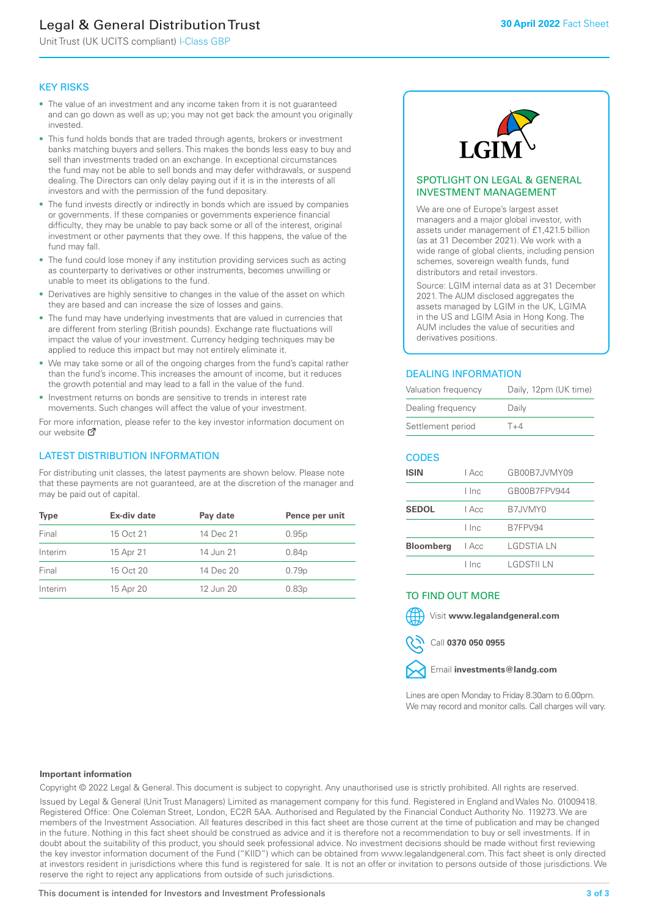# Legal & General Distribution Trust

Unit Trust (UK UCITS compliant) I-Class GBP

**30 April 2022** Fact Sheet

## KEY RISKS

- The value of an investment and any income taken from it is not guaranteed and can go down as well as up; you may not get back the amount you originally invested.
- This fund holds bonds that are traded through agents, brokers or investment banks matching buyers and sellers. This makes the bonds less easy to buy and sell than investments traded on an exchange. In exceptional circumstances the fund may not be able to sell bonds and may defer withdrawals, or suspend dealing. The Directors can only delay paying out if it is in the interests of all investors and with the permission of the fund depositary.
- The fund invests directly or indirectly in bonds which are issued by companies or governments. If these companies or governments experience financial difficulty, they may be unable to pay back some or all of the interest, original investment or other payments that they owe. If this happens, the value of the fund may fall.
- The fund could lose money if any institution providing services such as acting as counterparty to derivatives or other instruments, becomes unwilling or unable to meet its obligations to the fund.
- Derivatives are highly sensitive to changes in the value of the asset on which they are based and can increase the size of losses and gains.
- The fund may have underlying investments that are valued in currencies that are different from sterling (British pounds). Exchange rate fluctuations will impact the value of your investment. Currency hedging techniques may be applied to reduce this impact but may not entirely eliminate it.
- We may take some or all of the ongoing charges from the fund's capital rather than the fund's income. This increases the amount of income, but it reduces the growth potential and may lead to a fall in the value of the fund.
- Investment returns on bonds are sensitive to trends in interest rate movements. Such changes will affect the value of your investment.

For more information, please refer to the key investor information document on our website

## LATEST DISTRIBUTION INFORMATION

For distributing unit classes, the latest payments are shown below. Please note that these payments are not guaranteed, are at the discretion of the manager and may be paid out of capital.

| Type | Ex-div date | Pay date | Pence per unit |
|---|---|---|---|
| Final | 15 Oct 21 | 14 Dec 21 | 0.95p |
| Interim | 15 Apr 21 | 14 Jun 21 | 0.84p |
| Final | 15 Oct 20 | 14 Dec 20 | 0.79p |
| Interim | 15 Apr 20 | 12 Jun 20 | 0.83p |

LGIM

## SPOTLIGHT ON LEGAL & GENERAL INVESTMENT MANAGEMENT

We are one of Europe's largest asset managers and a major global investor, with assets under management of £1,421.5 billion (as at 31 December 2021). We work with a wide range of global clients, including pension schemes, sovereign wealth funds, fund distributors and retail investors.

Source: LGIM internal data as at 31 December 2021. The AUM disclosed aggregates the assets managed by LGIM in the UK, LGIMA in the US and LGIM Asia in Hong Kong. The AUM includes the value of securities and derivatives positions.

## DEALING INFORMATION

| | |
|---|---|
| Valuation frequency | Daily, 12pm (UK time) |
| Dealing frequency | Daily |
| Settlement period | T+4 |

## CODES

| | | |
|---|---|---|
| **ISIN** | I Acc | GB00B7JVMY09 |
| | I Inc | GB00B7FPV944 |
| **SEDOL** | I Acc | B7JVMY0 |
| | I Inc | B7FPV94 |
| **Bloomberg** | I Acc | LGDSTIA LN |
| | I Inc | LGDSTII LN |

## TO FIND OUT MORE

Visit **www.legalandgeneral.com**

Call **0370 050 0955**

Email **investments@landg.com**

Lines are open Monday to Friday 8.30am to 6.00pm. We may record and monitor calls. Call charges will vary.

**Important information**

Copyright © 2022 Legal & General. This document is subject to copyright. Any unauthorised use is strictly prohibited. All rights are reserved.

Issued by Legal & General (Unit Trust Managers) Limited as management company for this fund. Registered in England and Wales No. 01009418. Registered Office: One Coleman Street, London, EC2R 5AA. Authorised and Regulated by the Financial Conduct Authority No. 119273. We are members of the Investment Association. All features described in this fact sheet are those current at the time of publication and may be changed in the future. Nothing in this fact sheet should be construed as advice and it is therefore not a recommendation to buy or sell investments. If in doubt about the suitability of this product, you should seek professional advice. No investment decisions should be made without first reviewing the key investor information document of the Fund ("KIID") which can be obtained from www.legalandgeneral.com. This fact sheet is only directed at investors resident in jurisdictions where this fund is registered for sale. It is not an offer or invitation to persons outside of those jurisdictions. We reserve the right to reject any applications from outside of such jurisdictions.

This document is intended for Investors and Investment Professionals